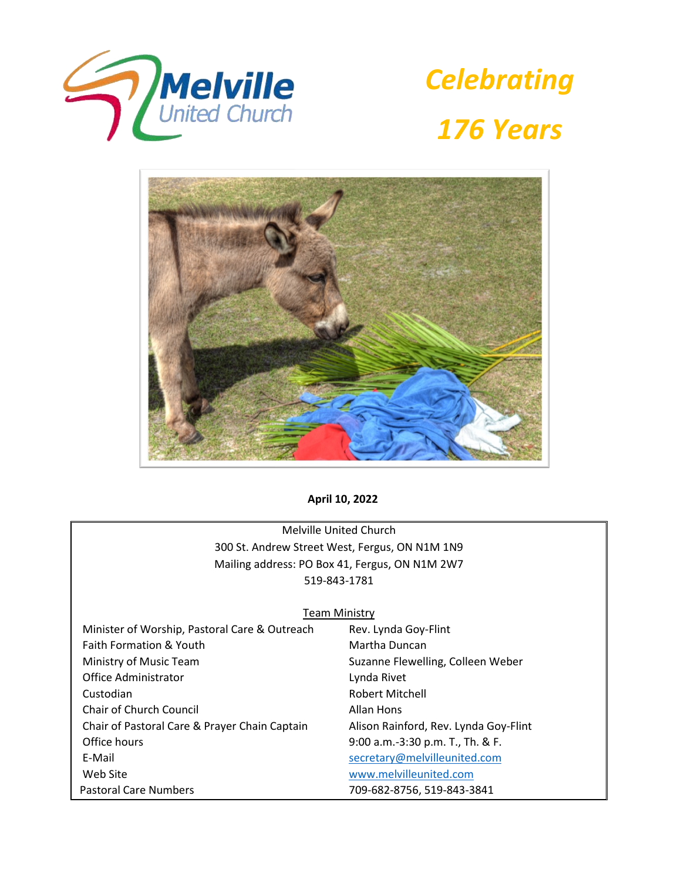Melville United Church

# *Celebrating 176 Years*

**April 10, 2022**

Melville United Church
300 St. Andrew Street West, Fergus, ON N1M 1N9
Mailing address: PO Box 41, Fergus, ON N1M 2W7
519-843-1781

Team Ministry

| | |
|---|---|
| Minister of Worship, Pastoral Care & Outreach | Rev. Lynda Goy-Flint |
| Faith Formation & Youth | Martha Duncan |
| Ministry of Music Team | Suzanne Flewelling, Colleen Weber |
| Office Administrator | Lynda Rivet |
| Custodian | Robert Mitchell |
| Chair of Church Council | Allan Hons |
| Chair of Pastoral Care & Prayer Chain Captain | Alison Rainford, Rev. Lynda Goy-Flint |
| Office hours | 9:00 a.m.-3:30 p.m. T., Th. & F. |
| E-Mail | secretary@melvilleunited.com |
| Web Site | www.melvilleunited.com |
| Pastoral Care Numbers | 709-682-8756, 519-843-3841 |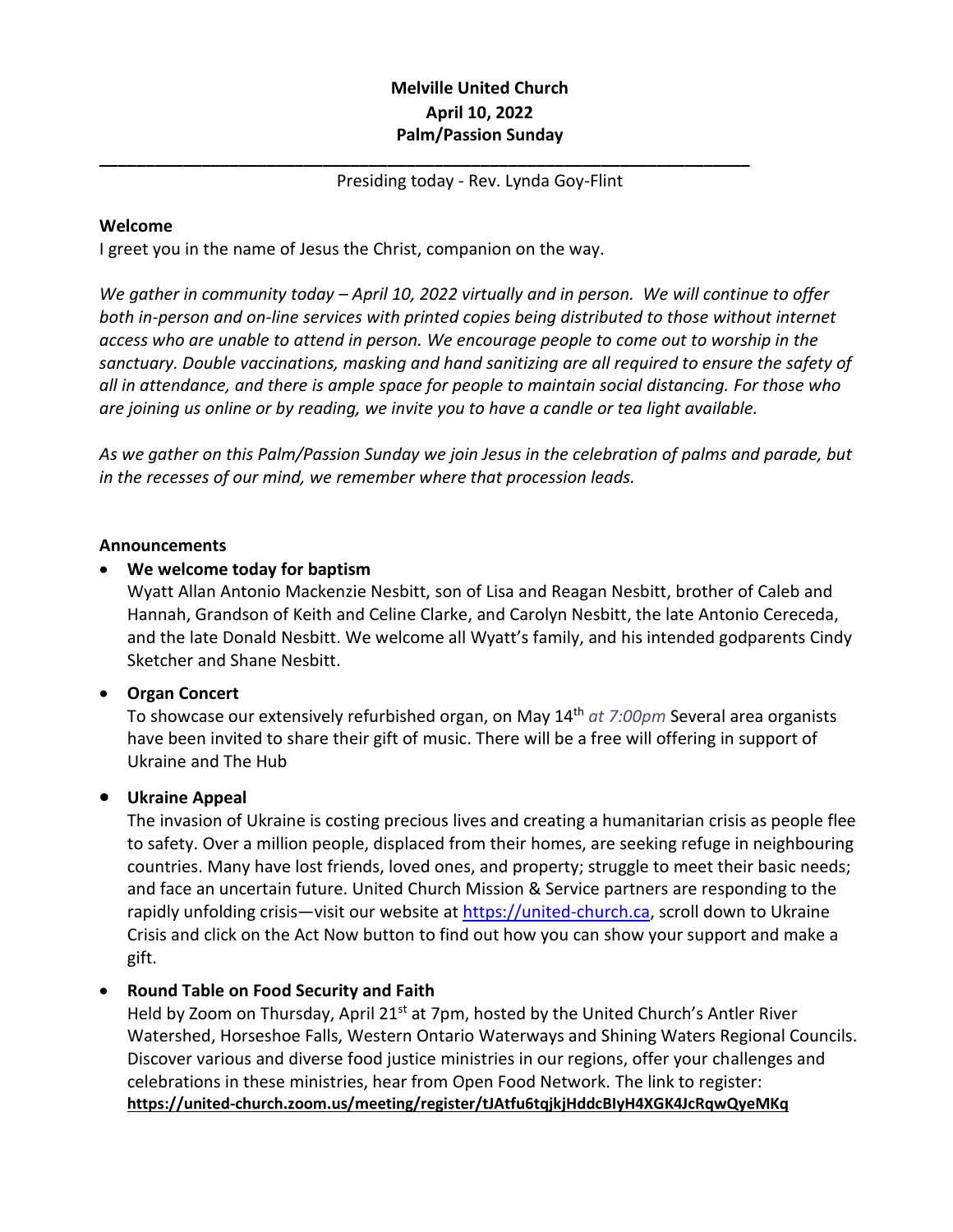**Melville United Church**
**April 10, 2022**
**Palm/Passion Sunday**

---

Presiding today - Rev. Lynda Goy-Flint

**Welcome**

I greet you in the name of Jesus the Christ, companion on the way.

*We gather in community today – April 10, 2022 virtually and in person. We will continue to offer both in-person and on-line services with printed copies being distributed to those without internet access who are unable to attend in person. We encourage people to come out to worship in the sanctuary. Double vaccinations, masking and hand sanitizing are all required to ensure the safety of all in attendance, and there is ample space for people to maintain social distancing. For those who are joining us online or by reading, we invite you to have a candle or tea light available.*

*As we gather on this Palm/Passion Sunday we join Jesus in the celebration of palms and parade, but in the recesses of our mind, we remember where that procession leads.*

**Announcements**

- **We welcome today for baptism**
  Wyatt Allan Antonio Mackenzie Nesbitt, son of Lisa and Reagan Nesbitt, brother of Caleb and Hannah, Grandson of Keith and Celine Clarke, and Carolyn Nesbitt, the late Antonio Cereceda, and the late Donald Nesbitt. We welcome all Wyatt's family, and his intended godparents Cindy Sketcher and Shane Nesbitt.

- **Organ Concert**
  To showcase our extensively refurbished organ, on May 14th *at 7:00pm* Several area organists have been invited to share their gift of music. There will be a free will offering in support of Ukraine and The Hub

- **Ukraine Appeal**
  The invasion of Ukraine is costing precious lives and creating a humanitarian crisis as people flee to safety. Over a million people, displaced from their homes, are seeking refuge in neighbouring countries. Many have lost friends, loved ones, and property; struggle to meet their basic needs; and face an uncertain future. United Church Mission & Service partners are responding to the rapidly unfolding crisis—visit our website at https://united-church.ca, scroll down to Ukraine Crisis and click on the Act Now button to find out how you can show your support and make a gift.

- **Round Table on Food Security and Faith**
  Held by Zoom on Thursday, April 21st at 7pm, hosted by the United Church's Antler River Watershed, Horseshoe Falls, Western Ontario Waterways and Shining Waters Regional Councils. Discover various and diverse food justice ministries in our regions, offer your challenges and celebrations in these ministries, hear from Open Food Network. The link to register:
  **https://united-church.zoom.us/meeting/register/tJAtfu6tqjkjHddcBIyH4XGK4JcRqwQyeMKq**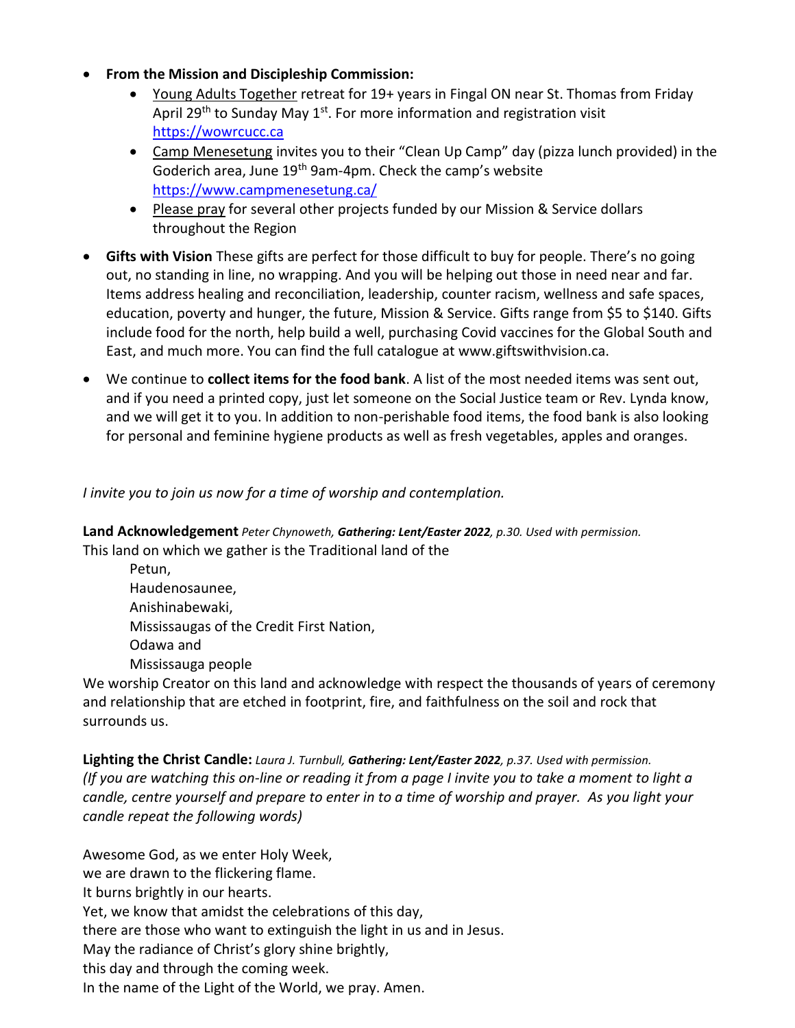- **From the Mission and Discipleship Commission:**
    - Young Adults Together retreat for 19+ years in Fingal ON near St. Thomas from Friday April 29th to Sunday May 1st. For more information and registration visit https://wowrcucc.ca
    - Camp Menesetung invites you to their "Clean Up Camp" day (pizza lunch provided) in the Goderich area, June 19th 9am-4pm. Check the camp's website https://www.campmenesetung.ca/
    - Please pray for several other projects funded by our Mission & Service dollars throughout the Region
- **Gifts with Vision** These gifts are perfect for those difficult to buy for people. There's no going out, no standing in line, no wrapping. And you will be helping out those in need near and far. Items address healing and reconciliation, leadership, counter racism, wellness and safe spaces, education, poverty and hunger, the future, Mission & Service. Gifts range from $5 to $140. Gifts include food for the north, help build a well, purchasing Covid vaccines for the Global South and East, and much more. You can find the full catalogue at www.giftswithvision.ca.
- We continue to **collect items for the food bank**. A list of the most needed items was sent out, and if you need a printed copy, just let someone on the Social Justice team or Rev. Lynda know, and we will get it to you. In addition to non-perishable food items, the food bank is also looking for personal and feminine hygiene products as well as fresh vegetables, apples and oranges.

*I invite you to join us now for a time of worship and contemplation.*

**Land Acknowledgement** *Peter Chynoweth, **Gathering: Lent/Easter 2022**, p.30. Used with permission.*

This land on which we gather is the Traditional land of the
Petun,
Haudenosaunee,
Anishinabewaki,
Mississaugas of the Credit First Nation,
Odawa and
Mississauga people

We worship Creator on this land and acknowledge with respect the thousands of years of ceremony and relationship that are etched in footprint, fire, and faithfulness on the soil and rock that surrounds us.

**Lighting the Christ Candle:** *Laura J. Turnbull, **Gathering: Lent/Easter 2022**, p.37. Used with permission.*

*(If you are watching this on-line or reading it from a page I invite you to take a moment to light a candle, centre yourself and prepare to enter in to a time of worship and prayer. As you light your candle repeat the following words)*

Awesome God, as we enter Holy Week,
we are drawn to the flickering flame.
It burns brightly in our hearts.
Yet, we know that amidst the celebrations of this day,
there are those who want to extinguish the light in us and in Jesus.
May the radiance of Christ's glory shine brightly,
this day and through the coming week.
In the name of the Light of the World, we pray. Amen.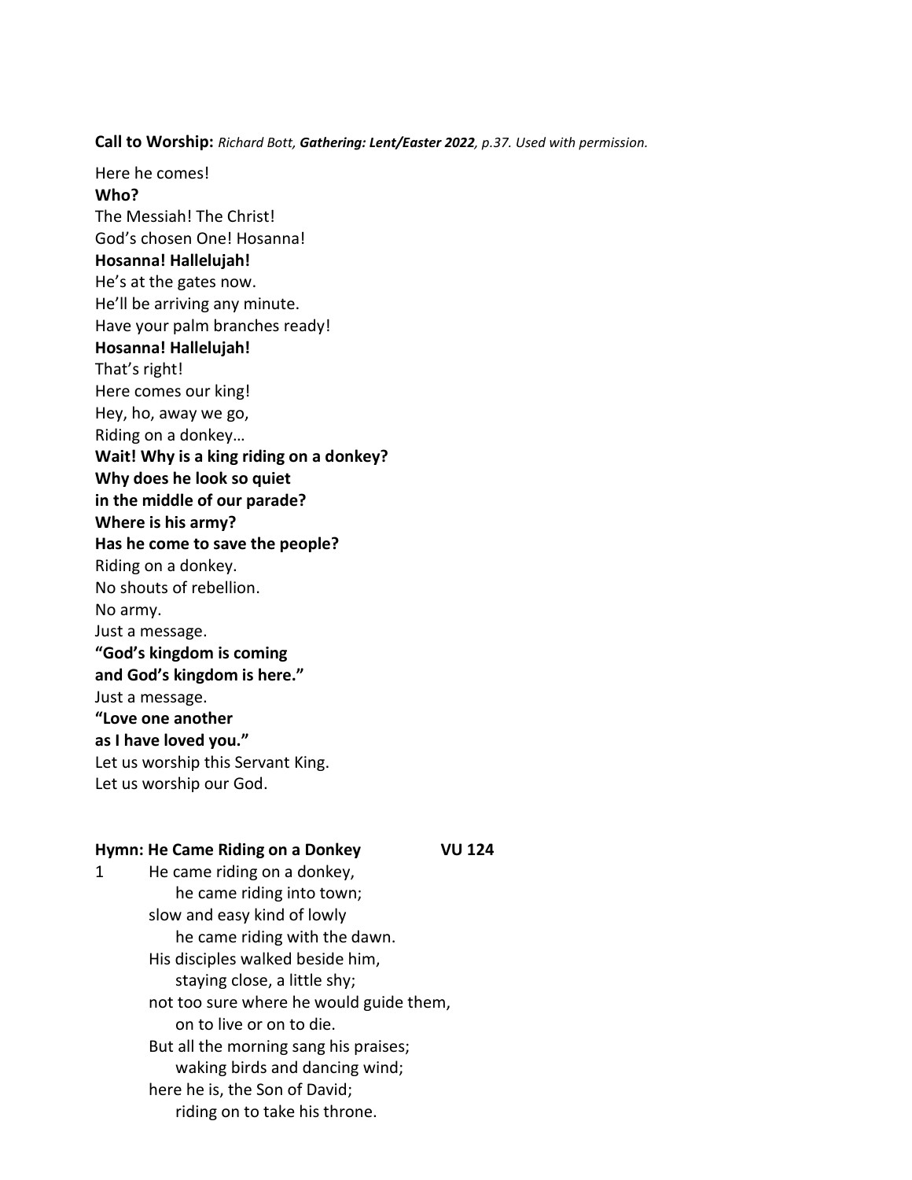**Call to Worship:** *Richard Bott, **Gathering: Lent/Easter 2022**, p.37. Used with permission.*

Here he comes!
**Who?**
The Messiah! The Christ!
God's chosen One! Hosanna!
**Hosanna! Hallelujah!**
He's at the gates now.
He'll be arriving any minute.
Have your palm branches ready!
**Hosanna! Hallelujah!**
That's right!
Here comes our king!
Hey, ho, away we go,
Riding on a donkey…
**Wait! Why is a king riding on a donkey?**
**Why does he look so quiet**
**in the middle of our parade?**
**Where is his army?**
**Has he come to save the people?**
Riding on a donkey.
No shouts of rebellion.
No army.
Just a message.
**"God's kingdom is coming**
**and God's kingdom is here."**
Just a message.
**"Love one another**
**as I have loved you."**
Let us worship this Servant King.
Let us worship our God.

**Hymn: He Came Riding on a Donkey VU 124**

1 He came riding on a donkey,
    he came riding into town;
  slow and easy kind of lowly
    he came riding with the dawn.
  His disciples walked beside him,
    staying close, a little shy;
  not too sure where he would guide them,
    on to live or on to die.
  But all the morning sang his praises;
    waking birds and dancing wind;
  here he is, the Son of David;
    riding on to take his throne.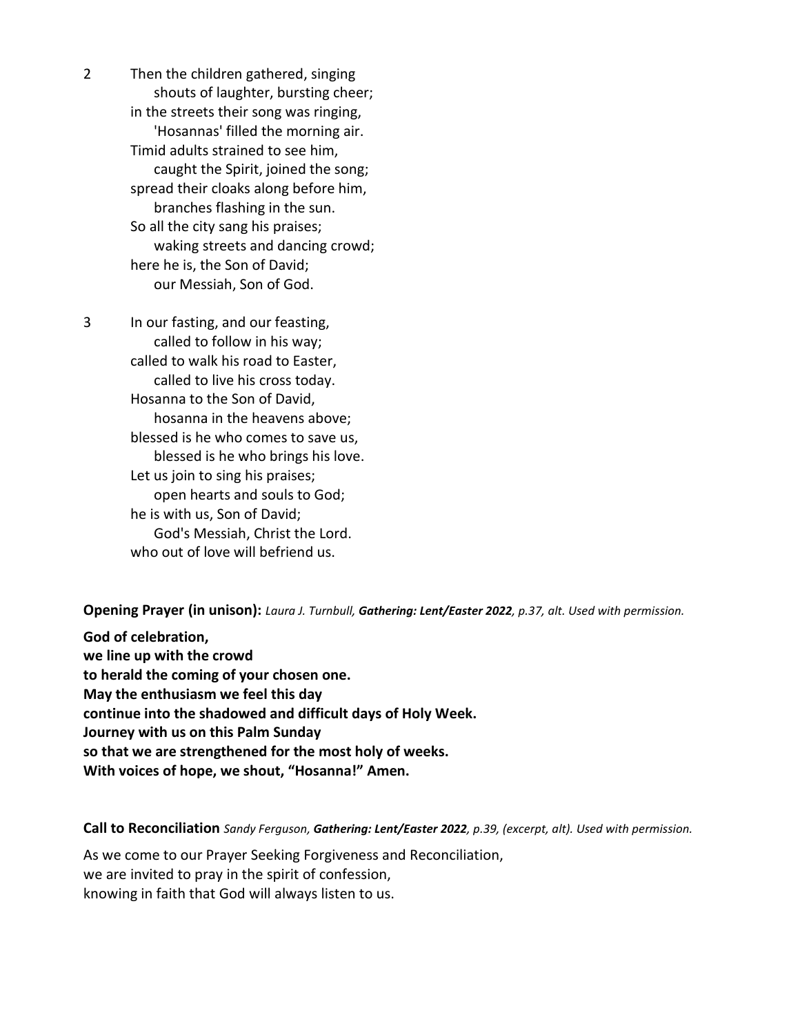2 Then the children gathered, singing
 shouts of laughter, bursting cheer;
in the streets their song was ringing,
 'Hosannas' filled the morning air.
Timid adults strained to see him,
 caught the Spirit, joined the song;
spread their cloaks along before him,
 branches flashing in the sun.
So all the city sang his praises;
 waking streets and dancing crowd;
here he is, the Son of David;
 our Messiah, Son of God.

3 In our fasting, and our feasting,
 called to follow in his way;
called to walk his road to Easter,
 called to live his cross today.
Hosanna to the Son of David,
 hosanna in the heavens above;
blessed is he who comes to save us,
 blessed is he who brings his love.
Let us join to sing his praises;
 open hearts and souls to God;
he is with us, Son of David;
 God's Messiah, Christ the Lord.
who out of love will befriend us.

**Opening Prayer (in unison):** *Laura J. Turnbull, **Gathering: Lent/Easter 2022**, p.37, alt. Used with permission.*

**God of celebration,**
**we line up with the crowd**
**to herald the coming of your chosen one.**
**May the enthusiasm we feel this day**
**continue into the shadowed and difficult days of Holy Week.**
**Journey with us on this Palm Sunday**
**so that we are strengthened for the most holy of weeks.**
**With voices of hope, we shout, "Hosanna!" Amen.**

**Call to Reconciliation** *Sandy Ferguson, **Gathering: Lent/Easter 2022**, p.39, (excerpt, alt). Used with permission.*

As we come to our Prayer Seeking Forgiveness and Reconciliation,
we are invited to pray in the spirit of confession,
knowing in faith that God will always listen to us.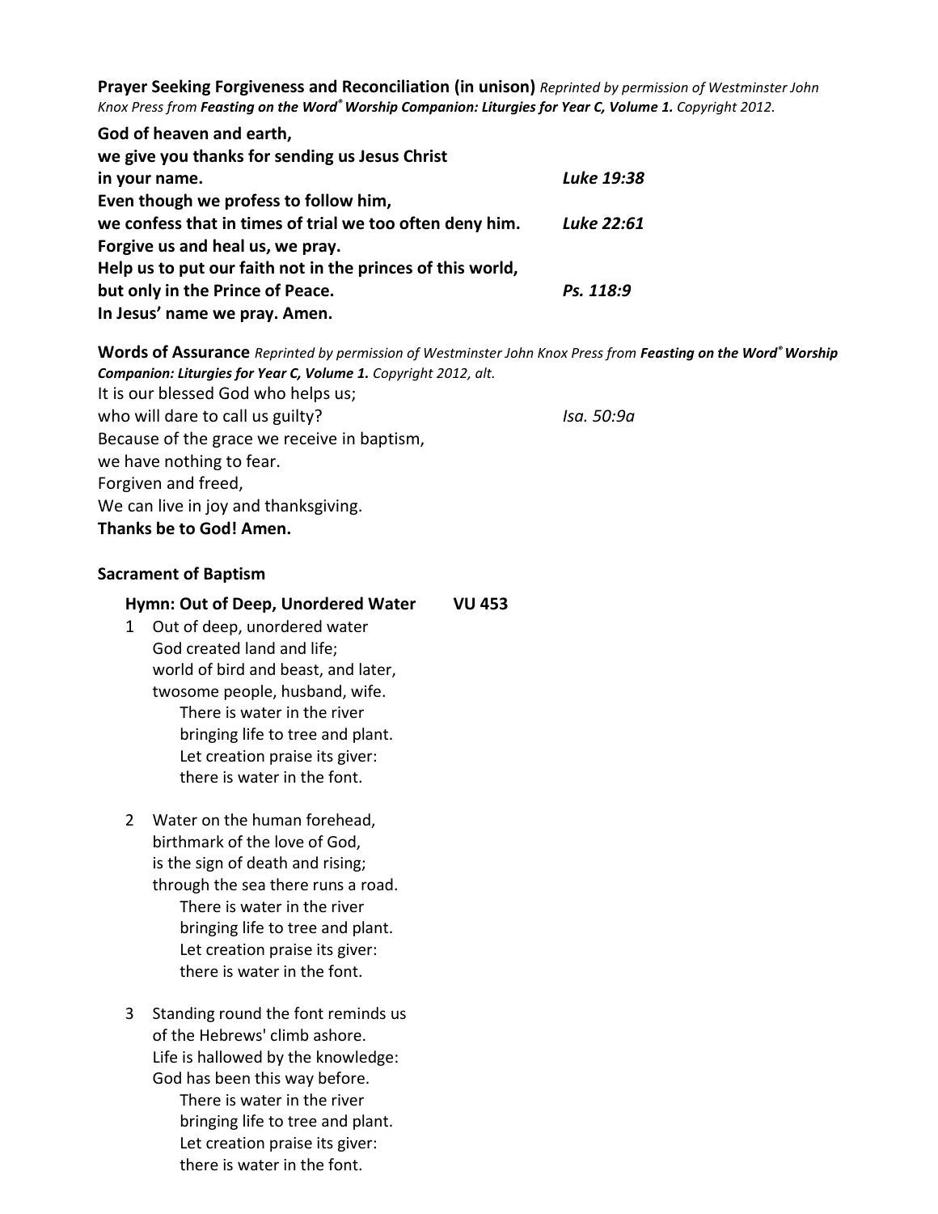**Prayer Seeking Forgiveness and Reconciliation (in unison)** *Reprinted by permission of Westminster John Knox Press from* ***Feasting on the Word® Worship Companion: Liturgies for Year C, Volume 1.*** *Copyright 2012.*

**God of heaven and earth,**
**we give you thanks for sending us Jesus Christ**
**in your name.** *Luke 19:38*
**Even though we profess to follow him,**
**we confess that in times of trial we too often deny him.** *Luke 22:61*
**Forgive us and heal us, we pray.**
**Help us to put our faith not in the princes of this world,**
**but only in the Prince of Peace.** *Ps. 118:9*
**In Jesus' name we pray. Amen.**

**Words of Assurance** *Reprinted by permission of Westminster John Knox Press from* ***Feasting on the Word® Worship Companion: Liturgies for Year C, Volume 1.*** *Copyright 2012, alt.*

It is our blessed God who helps us;
who will dare to call us guilty? *Isa. 50:9a*
Because of the grace we receive in baptism,
we have nothing to fear.
Forgiven and freed,
We can live in joy and thanksgiving.
**Thanks be to God! Amen.**

**Sacrament of Baptism**

**Hymn: Out of Deep, Unordered Water VU 453**

1 Out of deep, unordered water
God created land and life;
world of bird and beast, and later,
twosome people, husband, wife.
There is water in the river
bringing life to tree and plant.
Let creation praise its giver:
there is water in the font.

2 Water on the human forehead,
birthmark of the love of God,
is the sign of death and rising;
through the sea there runs a road.
There is water in the river
bringing life to tree and plant.
Let creation praise its giver:
there is water in the font.

3 Standing round the font reminds us
of the Hebrews' climb ashore.
Life is hallowed by the knowledge:
God has been this way before.
There is water in the river
bringing life to tree and plant.
Let creation praise its giver:
there is water in the font.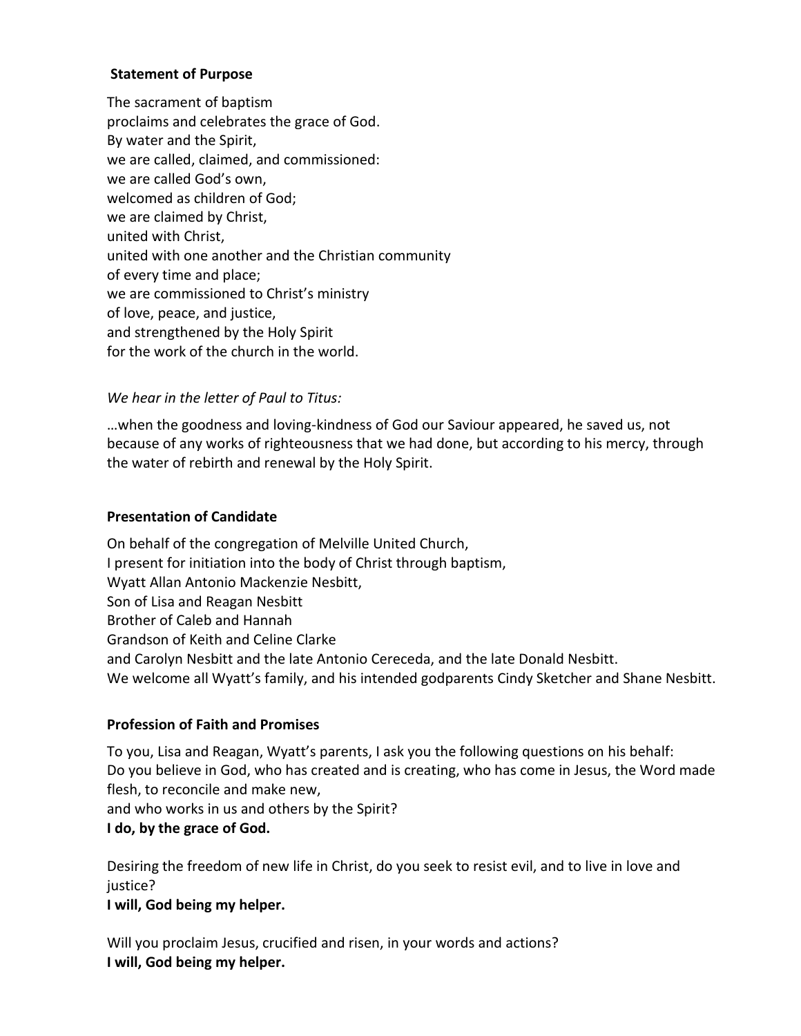**Statement of Purpose**

The sacrament of baptism
proclaims and celebrates the grace of God.
By water and the Spirit,
we are called, claimed, and commissioned:
we are called God's own,
welcomed as children of God;
we are claimed by Christ,
united with Christ,
united with one another and the Christian community
of every time and place;
we are commissioned to Christ's ministry
of love, peace, and justice,
and strengthened by the Holy Spirit
for the work of the church in the world.

*We hear in the letter of Paul to Titus:*

…when the goodness and loving-kindness of God our Saviour appeared, he saved us, not because of any works of righteousness that we had done, but according to his mercy, through the water of rebirth and renewal by the Holy Spirit.

**Presentation of Candidate**

On behalf of the congregation of Melville United Church,
I present for initiation into the body of Christ through baptism,
Wyatt Allan Antonio Mackenzie Nesbitt,
Son of Lisa and Reagan Nesbitt
Brother of Caleb and Hannah
Grandson of Keith and Celine Clarke
and Carolyn Nesbitt and the late Antonio Cereceda, and the late Donald Nesbitt.
We welcome all Wyatt's family, and his intended godparents Cindy Sketcher and Shane Nesbitt.

**Profession of Faith and Promises**

To you, Lisa and Reagan, Wyatt's parents, I ask you the following questions on his behalf:
Do you believe in God, who has created and is creating, who has come in Jesus, the Word made flesh, to reconcile and make new,
and who works in us and others by the Spirit?
**I do, by the grace of God.**

Desiring the freedom of new life in Christ, do you seek to resist evil, and to live in love and justice?
**I will, God being my helper.**

Will you proclaim Jesus, crucified and risen, in your words and actions?
**I will, God being my helper.**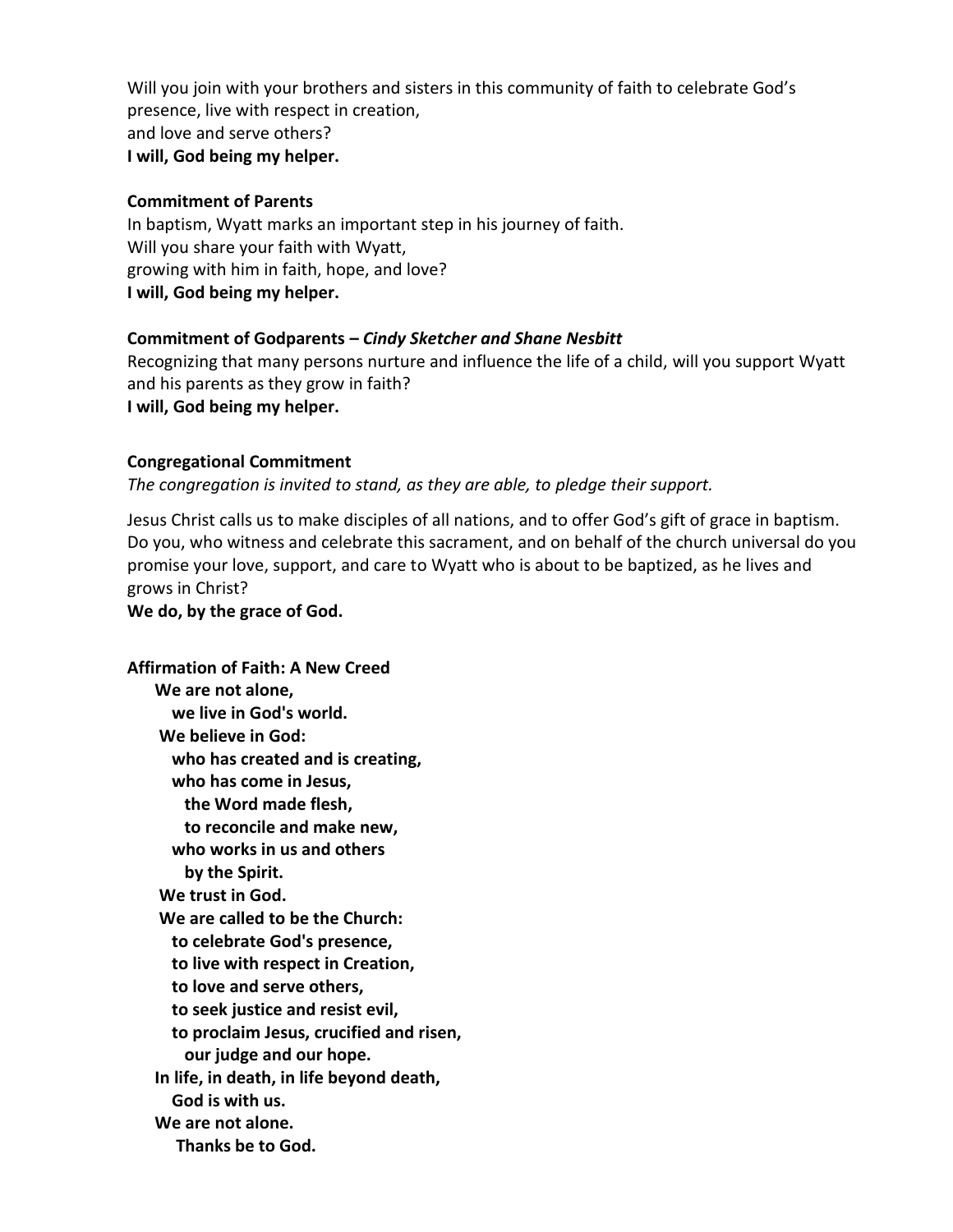Will you join with your brothers and sisters in this community of faith to celebrate God's presence, live with respect in creation,
and love and serve others?
**I will, God being my helper.**

**Commitment of Parents**
In baptism, Wyatt marks an important step in his journey of faith.
Will you share your faith with Wyatt,
growing with him in faith, hope, and love?
**I will, God being my helper.**

**Commitment of Godparents –** ***Cindy Sketcher and Shane Nesbitt***
Recognizing that many persons nurture and influence the life of a child, will you support Wyatt and his parents as they grow in faith?
**I will, God being my helper.**

**Congregational Commitment**
*The congregation is invited to stand, as they are able, to pledge their support.*

Jesus Christ calls us to make disciples of all nations, and to offer God's gift of grace in baptism. Do you, who witness and celebrate this sacrament, and on behalf of the church universal do you promise your love, support, and care to Wyatt who is about to be baptized, as he lives and grows in Christ?
**We do, by the grace of God.**

**Affirmation of Faith: A New Creed**

**We are not alone,**
**we live in God's world.**
**We believe in God:**
**who has created and is creating,**
**who has come in Jesus,**
**the Word made flesh,**
**to reconcile and make new,**
**who works in us and others**
**by the Spirit.**
**We trust in God.**
**We are called to be the Church:**
**to celebrate God's presence,**
**to live with respect in Creation,**
**to love and serve others,**
**to seek justice and resist evil,**
**to proclaim Jesus, crucified and risen,**
**our judge and our hope.**
**In life, in death, in life beyond death,**
**God is with us.**
**We are not alone.**
**Thanks be to God.**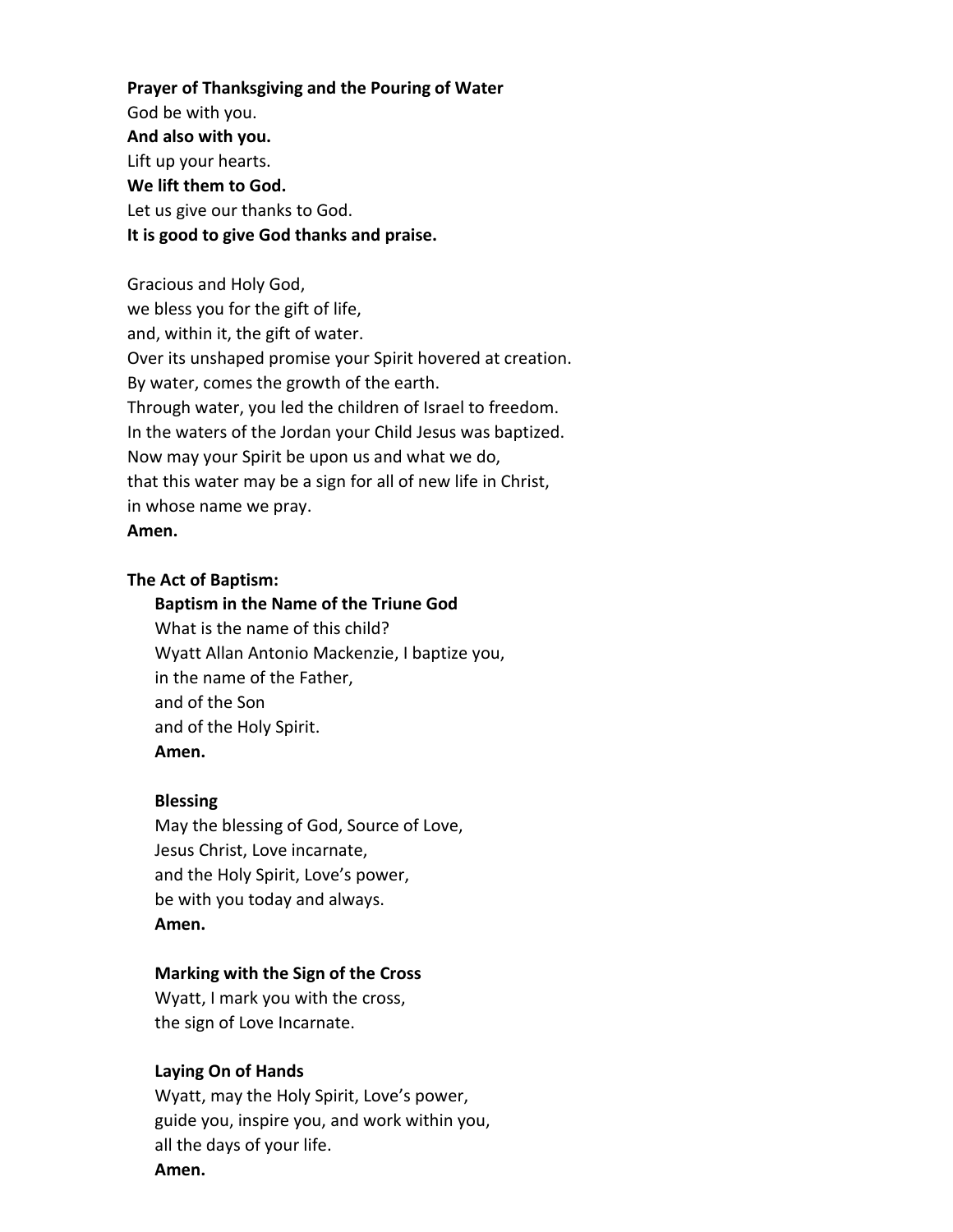**Prayer of Thanksgiving and the Pouring of Water**

God be with you.
**And also with you.**
Lift up your hearts.
**We lift them to God.**
Let us give our thanks to God.
**It is good to give God thanks and praise.**

Gracious and Holy God,
we bless you for the gift of life,
and, within it, the gift of water.
Over its unshaped promise your Spirit hovered at creation.
By water, comes the growth of the earth.
Through water, you led the children of Israel to freedom.
In the waters of the Jordan your Child Jesus was baptized.
Now may your Spirit be upon us and what we do,
that this water may be a sign for all of new life in Christ,
in whose name we pray.
**Amen.**

**The Act of Baptism:**

**Baptism in the Name of the Triune God**

What is the name of this child?
Wyatt Allan Antonio Mackenzie, I baptize you,
in the name of the Father,
and of the Son
and of the Holy Spirit.
**Amen.**

**Blessing**

May the blessing of God, Source of Love,
Jesus Christ, Love incarnate,
and the Holy Spirit, Love's power,
be with you today and always.
**Amen.**

**Marking with the Sign of the Cross**

Wyatt, I mark you with the cross,
the sign of Love Incarnate.

**Laying On of Hands**

Wyatt, may the Holy Spirit, Love's power,
guide you, inspire you, and work within you,
all the days of your life.
**Amen.**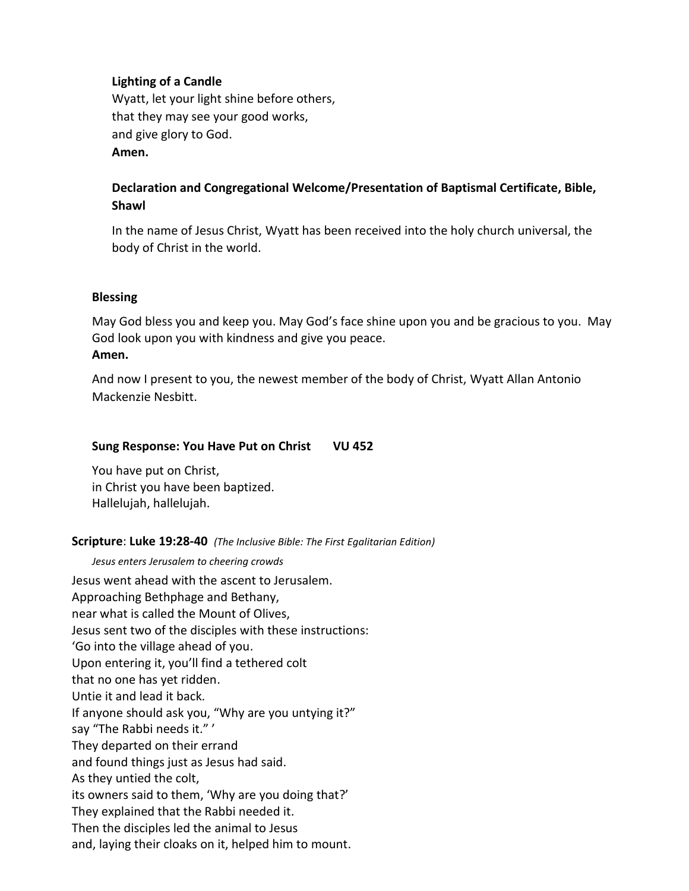**Lighting of a Candle**

Wyatt, let your light shine before others,
that they may see your good works,
and give glory to God.
**Amen.**

**Declaration and Congregational Welcome/Presentation of Baptismal Certificate, Bible, Shawl**

In the name of Jesus Christ, Wyatt has been received into the holy church universal, the body of Christ in the world.

**Blessing**

May God bless you and keep you. May God's face shine upon you and be gracious to you. May God look upon you with kindness and give you peace.
**Amen.**

And now I present to you, the newest member of the body of Christ, Wyatt Allan Antonio Mackenzie Nesbitt.

**Sung Response: You Have Put on Christ VU 452**

You have put on Christ,
in Christ you have been baptized.
Hallelujah, hallelujah.

**Scripture**: **Luke 19:28-40** *(The Inclusive Bible: The First Egalitarian Edition)*

*Jesus enters Jerusalem to cheering crowds*

Jesus went ahead with the ascent to Jerusalem.
Approaching Bethphage and Bethany,
near what is called the Mount of Olives,
Jesus sent two of the disciples with these instructions:
'Go into the village ahead of you.
Upon entering it, you'll find a tethered colt
that no one has yet ridden.
Untie it and lead it back.
If anyone should ask you, "Why are you untying it?"
say "The Rabbi needs it." '
They departed on their errand
and found things just as Jesus had said.
As they untied the colt,
its owners said to them, 'Why are you doing that?'
They explained that the Rabbi needed it.
Then the disciples led the animal to Jesus
and, laying their cloaks on it, helped him to mount.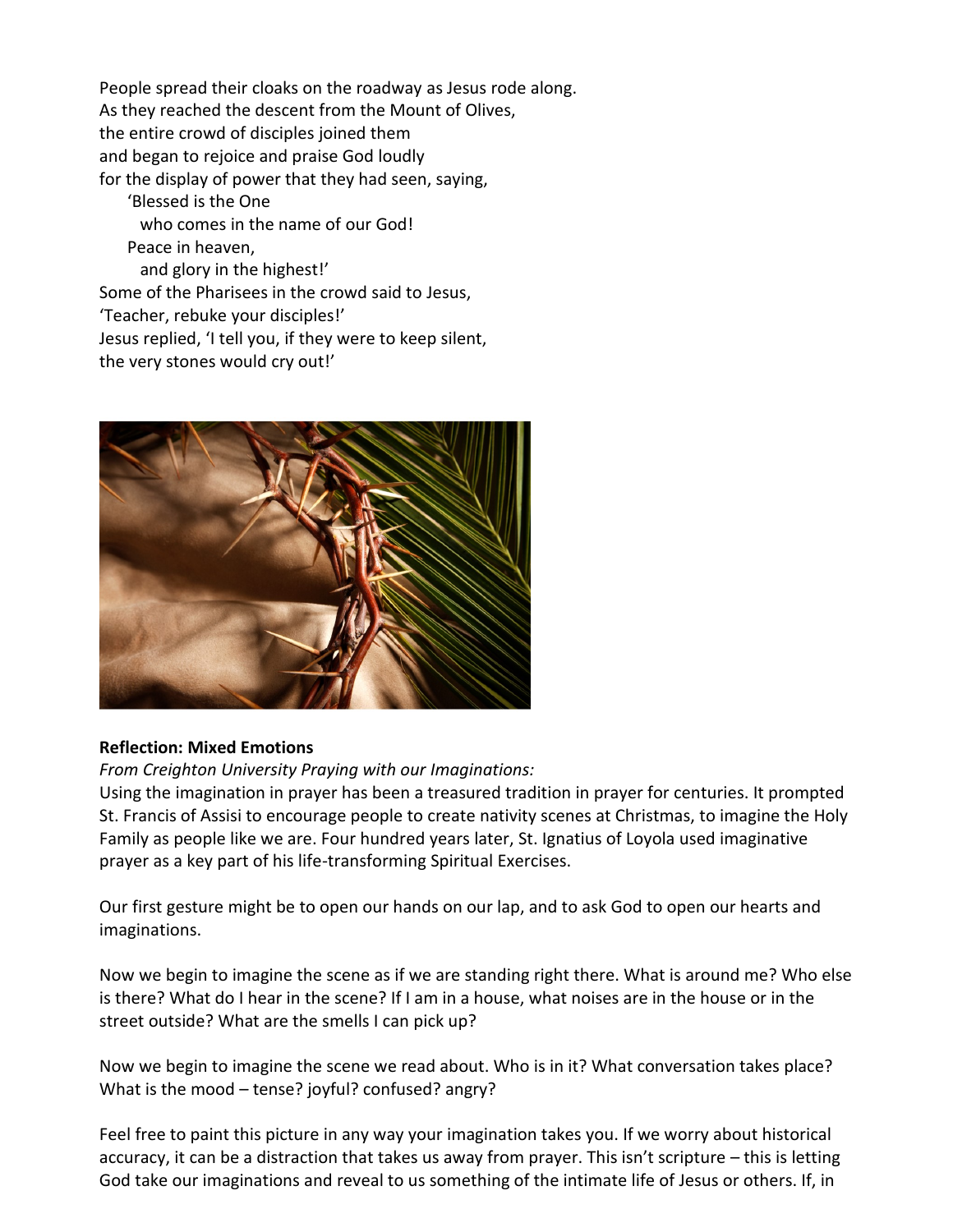People spread their cloaks on the roadway as Jesus rode along.
As they reached the descent from the Mount of Olives,
the entire crowd of disciples joined them
and began to rejoice and praise God loudly
for the display of power that they had seen, saying,

'Blessed is the One
who comes in the name of our God!
Peace in heaven,
and glory in the highest!'

Some of the Pharisees in the crowd said to Jesus,
'Teacher, rebuke your disciples!'
Jesus replied, 'I tell you, if they were to keep silent,
the very stones would cry out!'

**Reflection: Mixed Emotions**

*From Creighton University Praying with our Imaginations:*

Using the imagination in prayer has been a treasured tradition in prayer for centuries. It prompted St. Francis of Assisi to encourage people to create nativity scenes at Christmas, to imagine the Holy Family as people like we are. Four hundred years later, St. Ignatius of Loyola used imaginative prayer as a key part of his life-transforming Spiritual Exercises.

Our first gesture might be to open our hands on our lap, and to ask God to open our hearts and imaginations.

Now we begin to imagine the scene as if we are standing right there. What is around me? Who else is there? What do I hear in the scene? If I am in a house, what noises are in the house or in the street outside? What are the smells I can pick up?

Now we begin to imagine the scene we read about. Who is in it? What conversation takes place? What is the mood – tense? joyful? confused? angry?

Feel free to paint this picture in any way your imagination takes you. If we worry about historical accuracy, it can be a distraction that takes us away from prayer. This isn't scripture – this is letting God take our imaginations and reveal to us something of the intimate life of Jesus or others. If, in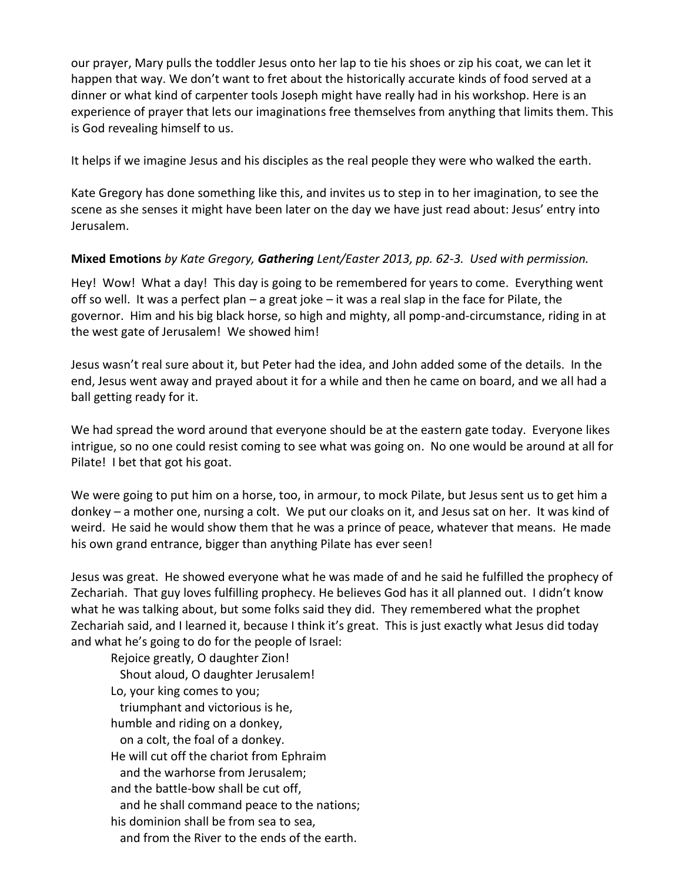our prayer, Mary pulls the toddler Jesus onto her lap to tie his shoes or zip his coat, we can let it happen that way. We don't want to fret about the historically accurate kinds of food served at a dinner or what kind of carpenter tools Joseph might have really had in his workshop. Here is an experience of prayer that lets our imaginations free themselves from anything that limits them. This is God revealing himself to us.

It helps if we imagine Jesus and his disciples as the real people they were who walked the earth.

Kate Gregory has done something like this, and invites us to step in to her imagination, to see the scene as she senses it might have been later on the day we have just read about: Jesus' entry into Jerusalem.

**Mixed Emotions** *by Kate Gregory,* ***Gathering*** *Lent/Easter 2013, pp. 62-3. Used with permission.*

Hey! Wow! What a day! This day is going to be remembered for years to come. Everything went off so well. It was a perfect plan – a great joke – it was a real slap in the face for Pilate, the governor. Him and his big black horse, so high and mighty, all pomp-and-circumstance, riding in at the west gate of Jerusalem! We showed him!

Jesus wasn't real sure about it, but Peter had the idea, and John added some of the details. In the end, Jesus went away and prayed about it for a while and then he came on board, and we all had a ball getting ready for it.

We had spread the word around that everyone should be at the eastern gate today. Everyone likes intrigue, so no one could resist coming to see what was going on. No one would be around at all for Pilate! I bet that got his goat.

We were going to put him on a horse, too, in armour, to mock Pilate, but Jesus sent us to get him a donkey – a mother one, nursing a colt. We put our cloaks on it, and Jesus sat on her. It was kind of weird. He said he would show them that he was a prince of peace, whatever that means. He made his own grand entrance, bigger than anything Pilate has ever seen!

Jesus was great. He showed everyone what he was made of and he said he fulfilled the prophecy of Zechariah. That guy loves fulfilling prophecy. He believes God has it all planned out. I didn't know what he was talking about, but some folks said they did. They remembered what the prophet Zechariah said, and I learned it, because I think it's great. This is just exactly what Jesus did today and what he's going to do for the people of Israel:

> Rejoice greatly, O daughter Zion!
>   Shout aloud, O daughter Jerusalem!
> Lo, your king comes to you;
>   triumphant and victorious is he,
> humble and riding on a donkey,
>   on a colt, the foal of a donkey.
> He will cut off the chariot from Ephraim
>   and the warhorse from Jerusalem;
> and the battle-bow shall be cut off,
>   and he shall command peace to the nations;
> his dominion shall be from sea to sea,
>   and from the River to the ends of the earth.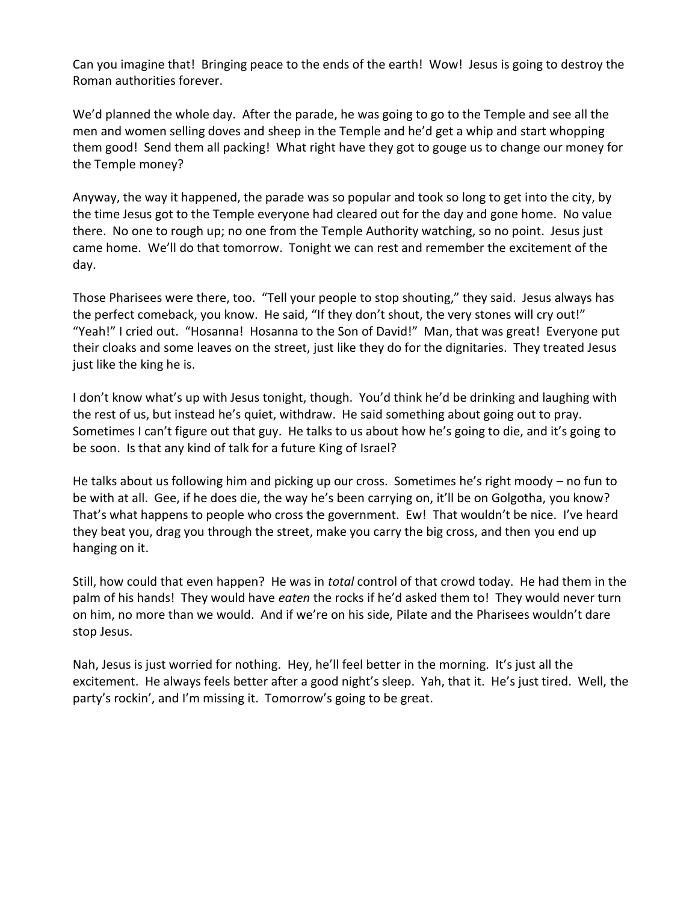Can you imagine that! Bringing peace to the ends of the earth! Wow! Jesus is going to destroy the Roman authorities forever.

We'd planned the whole day. After the parade, he was going to go to the Temple and see all the men and women selling doves and sheep in the Temple and he'd get a whip and start whopping them good! Send them all packing! What right have they got to gouge us to change our money for the Temple money?

Anyway, the way it happened, the parade was so popular and took so long to get into the city, by the time Jesus got to the Temple everyone had cleared out for the day and gone home. No value there. No one to rough up; no one from the Temple Authority watching, so no point. Jesus just came home. We'll do that tomorrow. Tonight we can rest and remember the excitement of the day.

Those Pharisees were there, too. "Tell your people to stop shouting," they said. Jesus always has the perfect comeback, you know. He said, "If they don't shout, the very stones will cry out!" "Yeah!" I cried out. "Hosanna! Hosanna to the Son of David!" Man, that was great! Everyone put their cloaks and some leaves on the street, just like they do for the dignitaries. They treated Jesus just like the king he is.

I don't know what's up with Jesus tonight, though. You'd think he'd be drinking and laughing with the rest of us, but instead he's quiet, withdraw. He said something about going out to pray. Sometimes I can't figure out that guy. He talks to us about how he's going to die, and it's going to be soon. Is that any kind of talk for a future King of Israel?

He talks about us following him and picking up our cross. Sometimes he's right moody – no fun to be with at all. Gee, if he does die, the way he's been carrying on, it'll be on Golgotha, you know? That's what happens to people who cross the government. Ew! That wouldn't be nice. I've heard they beat you, drag you through the street, make you carry the big cross, and then you end up hanging on it.

Still, how could that even happen? He was in *total* control of that crowd today. He had them in the palm of his hands! They would have *eaten* the rocks if he'd asked them to! They would never turn on him, no more than we would. And if we're on his side, Pilate and the Pharisees wouldn't dare stop Jesus.

Nah, Jesus is just worried for nothing. Hey, he'll feel better in the morning. It's just all the excitement. He always feels better after a good night's sleep. Yah, that it. He's just tired. Well, the party's rockin', and I'm missing it. Tomorrow's going to be great.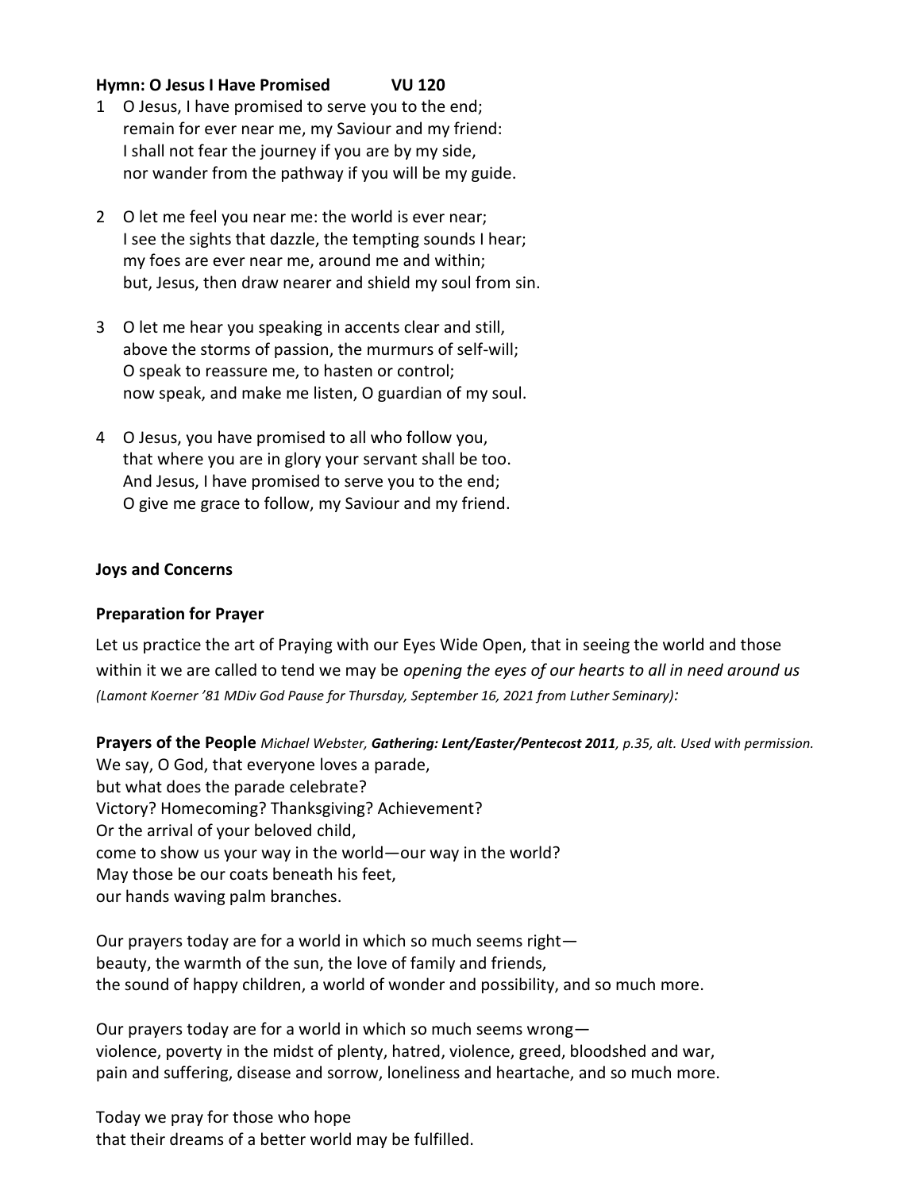**Hymn: O Jesus I Have Promised VU 120**

1 O Jesus, I have promised to serve you to the end;
remain for ever near me, my Saviour and my friend:
I shall not fear the journey if you are by my side,
nor wander from the pathway if you will be my guide.

2 O let me feel you near me: the world is ever near;
I see the sights that dazzle, the tempting sounds I hear;
my foes are ever near me, around me and within;
but, Jesus, then draw nearer and shield my soul from sin.

3 O let me hear you speaking in accents clear and still,
above the storms of passion, the murmurs of self-will;
O speak to reassure me, to hasten or control;
now speak, and make me listen, O guardian of my soul.

4 O Jesus, you have promised to all who follow you,
that where you are in glory your servant shall be too.
And Jesus, I have promised to serve you to the end;
O give me grace to follow, my Saviour and my friend.

**Joys and Concerns**

**Preparation for Prayer**

Let us practice the art of Praying with our Eyes Wide Open, that in seeing the world and those within it we are called to tend we may be *opening the eyes of our hearts to all in need around us (Lamont Koerner '81 MDiv God Pause for Thursday, September 16, 2021 from Luther Seminary):*

**Prayers of the People** *Michael Webster, **Gathering: Lent/Easter/Pentecost 2011**, p.35, alt. Used with permission.*

We say, O God, that everyone loves a parade,
but what does the parade celebrate?
Victory? Homecoming? Thanksgiving? Achievement?
Or the arrival of your beloved child,
come to show us your way in the world—our way in the world?
May those be our coats beneath his feet,
our hands waving palm branches.

Our prayers today are for a world in which so much seems right—
beauty, the warmth of the sun, the love of family and friends,
the sound of happy children, a world of wonder and possibility, and so much more.

Our prayers today are for a world in which so much seems wrong—
violence, poverty in the midst of plenty, hatred, violence, greed, bloodshed and war,
pain and suffering, disease and sorrow, loneliness and heartache, and so much more.

Today we pray for those who hope
that their dreams of a better world may be fulfilled.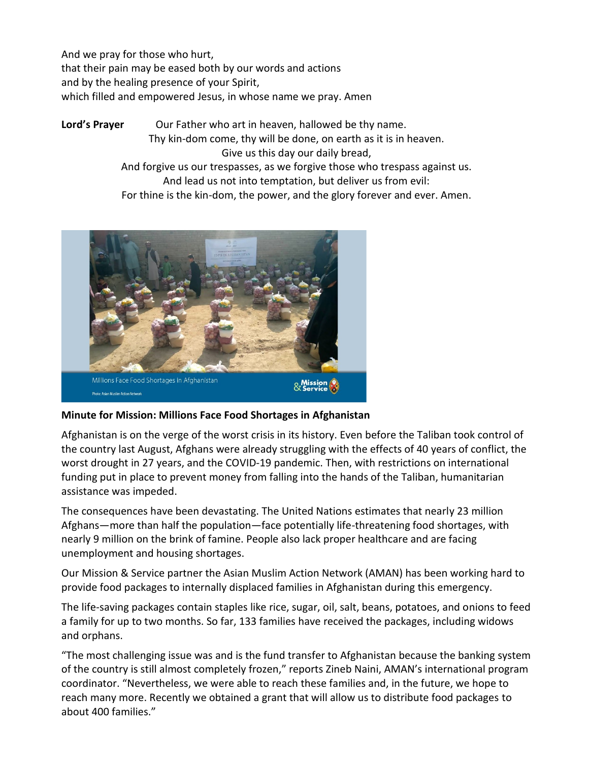And we pray for those who hurt,
that their pain may be eased both by our words and actions
and by the healing presence of your Spirit,
which filled and empowered Jesus, in whose name we pray. Amen

**Lord's Prayer** Our Father who art in heaven, hallowed be thy name.
Thy kin-dom come, thy will be done, on earth as it is in heaven.
Give us this day our daily bread,
And forgive us our trespasses, as we forgive those who trespass against us.
And lead us not into temptation, but deliver us from evil:
For thine is the kin-dom, the power, and the glory forever and ever. Amen.

Millions Face Food Shortages in Afghanistan

Photo: Asian Muslim Action Network

**Minute for Mission: Millions Face Food Shortages in Afghanistan**

Afghanistan is on the verge of the worst crisis in its history. Even before the Taliban took control of the country last August, Afghans were already struggling with the effects of 40 years of conflict, the worst drought in 27 years, and the COVID-19 pandemic. Then, with restrictions on international funding put in place to prevent money from falling into the hands of the Taliban, humanitarian assistance was impeded.

The consequences have been devastating. The United Nations estimates that nearly 23 million Afghans—more than half the population—face potentially life-threatening food shortages, with nearly 9 million on the brink of famine. People also lack proper healthcare and are facing unemployment and housing shortages.

Our Mission & Service partner the Asian Muslim Action Network (AMAN) has been working hard to provide food packages to internally displaced families in Afghanistan during this emergency.

The life-saving packages contain staples like rice, sugar, oil, salt, beans, potatoes, and onions to feed a family for up to two months. So far, 133 families have received the packages, including widows and orphans.

"The most challenging issue was and is the fund transfer to Afghanistan because the banking system of the country is still almost completely frozen," reports Zineb Naini, AMAN's international program coordinator. "Nevertheless, we were able to reach these families and, in the future, we hope to reach many more. Recently we obtained a grant that will allow us to distribute food packages to about 400 families."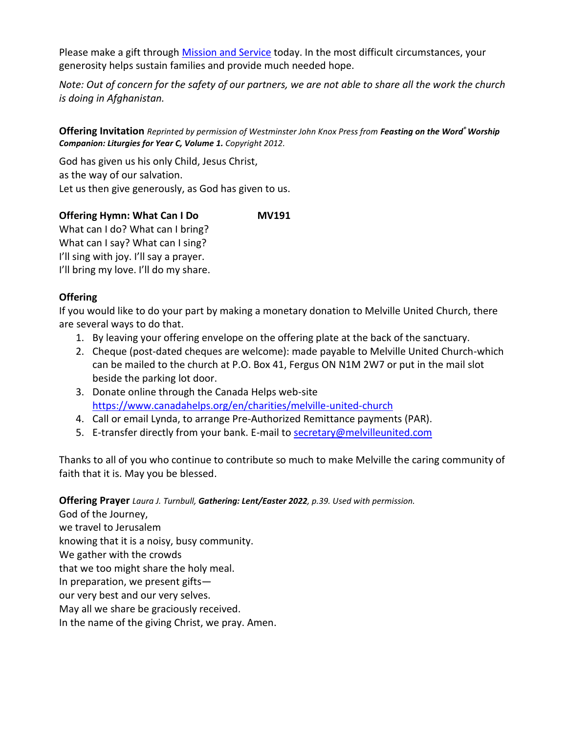Please make a gift through [Mission and Service](#) today. In the most difficult circumstances, your generosity helps sustain families and provide much needed hope.

*Note: Out of concern for the safety of our partners, we are not able to share all the work the church is doing in Afghanistan.*

**Offering Invitation** *Reprinted by permission of Westminster John Knox Press from **Feasting on the Word® Worship Companion: Liturgies for Year C, Volume 1.** Copyright 2012.*

God has given us his only Child, Jesus Christ,
as the way of our salvation.
Let us then give generously, as God has given to us.

**Offering Hymn: What Can I Do** **MV191**

What can I do? What can I bring?
What can I say? What can I sing?
I'll sing with joy. I'll say a prayer.
I'll bring my love. I'll do my share.

**Offering**

If you would like to do your part by making a monetary donation to Melville United Church, there are several ways to do that.

1. By leaving your offering envelope on the offering plate at the back of the sanctuary.
2. Cheque (post-dated cheques are welcome): made payable to Melville United Church-which can be mailed to the church at P.O. Box 41, Fergus ON N1M 2W7 or put in the mail slot beside the parking lot door.
3. Donate online through the Canada Helps web-site https://www.canadahelps.org/en/charities/melville-united-church
4. Call or email Lynda, to arrange Pre-Authorized Remittance payments (PAR).
5. E-transfer directly from your bank. E-mail to secretary@melvilleunited.com

Thanks to all of you who continue to contribute so much to make Melville the caring community of faith that it is. May you be blessed.

**Offering Prayer** *Laura J. Turnbull, **Gathering: Lent/Easter 2022**, p.39. Used with permission.*

God of the Journey,
we travel to Jerusalem
knowing that it is a noisy, busy community.
We gather with the crowds
that we too might share the holy meal.
In preparation, we present gifts—
our very best and our very selves.
May all we share be graciously received.
In the name of the giving Christ, we pray. Amen.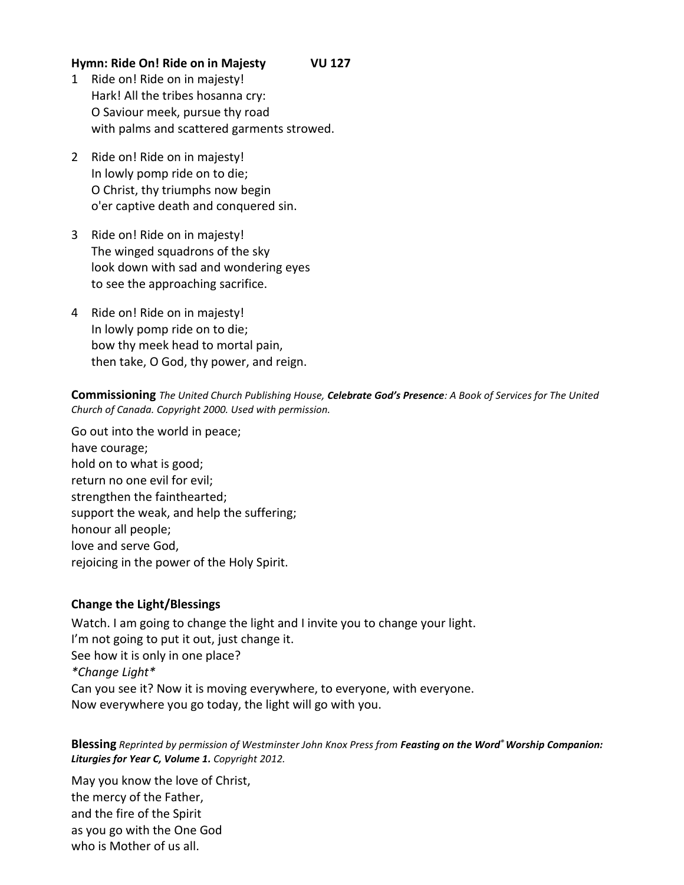**Hymn: Ride On! Ride on in Majesty VU 127**

1 Ride on! Ride on in majesty!
Hark! All the tribes hosanna cry:
O Saviour meek, pursue thy road
with palms and scattered garments strowed.

2 Ride on! Ride on in majesty!
In lowly pomp ride on to die;
O Christ, thy triumphs now begin
o'er captive death and conquered sin.

3 Ride on! Ride on in majesty!
The winged squadrons of the sky
look down with sad and wondering eyes
to see the approaching sacrifice.

4 Ride on! Ride on in majesty!
In lowly pomp ride on to die;
bow thy meek head to mortal pain,
then take, O God, thy power, and reign.

**Commissioning** *The United Church Publishing House, **Celebrate God's Presence**: A Book of Services for The United Church of Canada. Copyright 2000. Used with permission.*

Go out into the world in peace;
have courage;
hold on to what is good;
return no one evil for evil;
strengthen the fainthearted;
support the weak, and help the suffering;
honour all people;
love and serve God,
rejoicing in the power of the Holy Spirit.

**Change the Light/Blessings**

Watch. I am going to change the light and I invite you to change your light.
I'm not going to put it out, just change it.
See how it is only in one place?
*\*Change Light\**
Can you see it? Now it is moving everywhere, to everyone, with everyone.
Now everywhere you go today, the light will go with you.

**Blessing** *Reprinted by permission of Westminster John Knox Press from **Feasting on the Word® Worship Companion: Liturgies for Year C, Volume 1.** Copyright 2012.*

May you know the love of Christ,
the mercy of the Father,
and the fire of the Spirit
as you go with the One God
who is Mother of us all.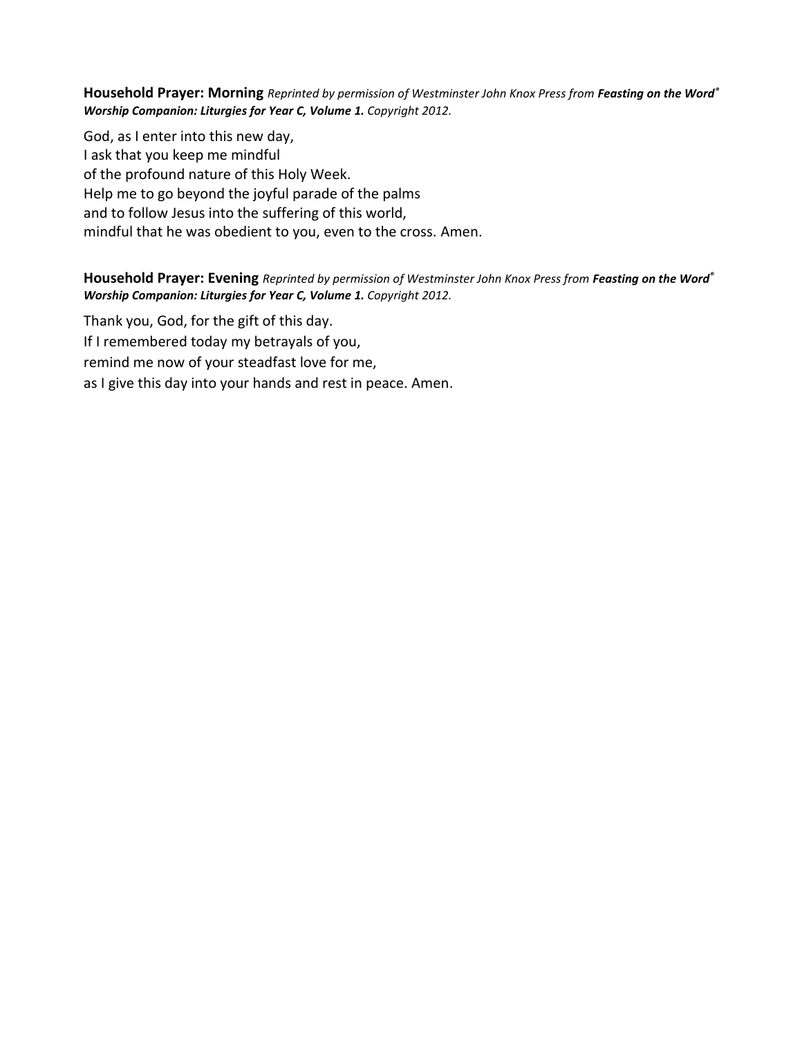**Household Prayer: Morning** *Reprinted by permission of Westminster John Knox Press from* ***Feasting on the Word® Worship Companion: Liturgies for Year C, Volume 1.*** *Copyright 2012.*

God, as I enter into this new day,  
I ask that you keep me mindful  
of the profound nature of this Holy Week.  
Help me to go beyond the joyful parade of the palms  
and to follow Jesus into the suffering of this world,  
mindful that he was obedient to you, even to the cross. Amen.

**Household Prayer: Evening** *Reprinted by permission of Westminster John Knox Press from* ***Feasting on the Word® Worship Companion: Liturgies for Year C, Volume 1.*** *Copyright 2012.*

Thank you, God, for the gift of this day.  
If I remembered today my betrayals of you,  
remind me now of your steadfast love for me,  
as I give this day into your hands and rest in peace. Amen.